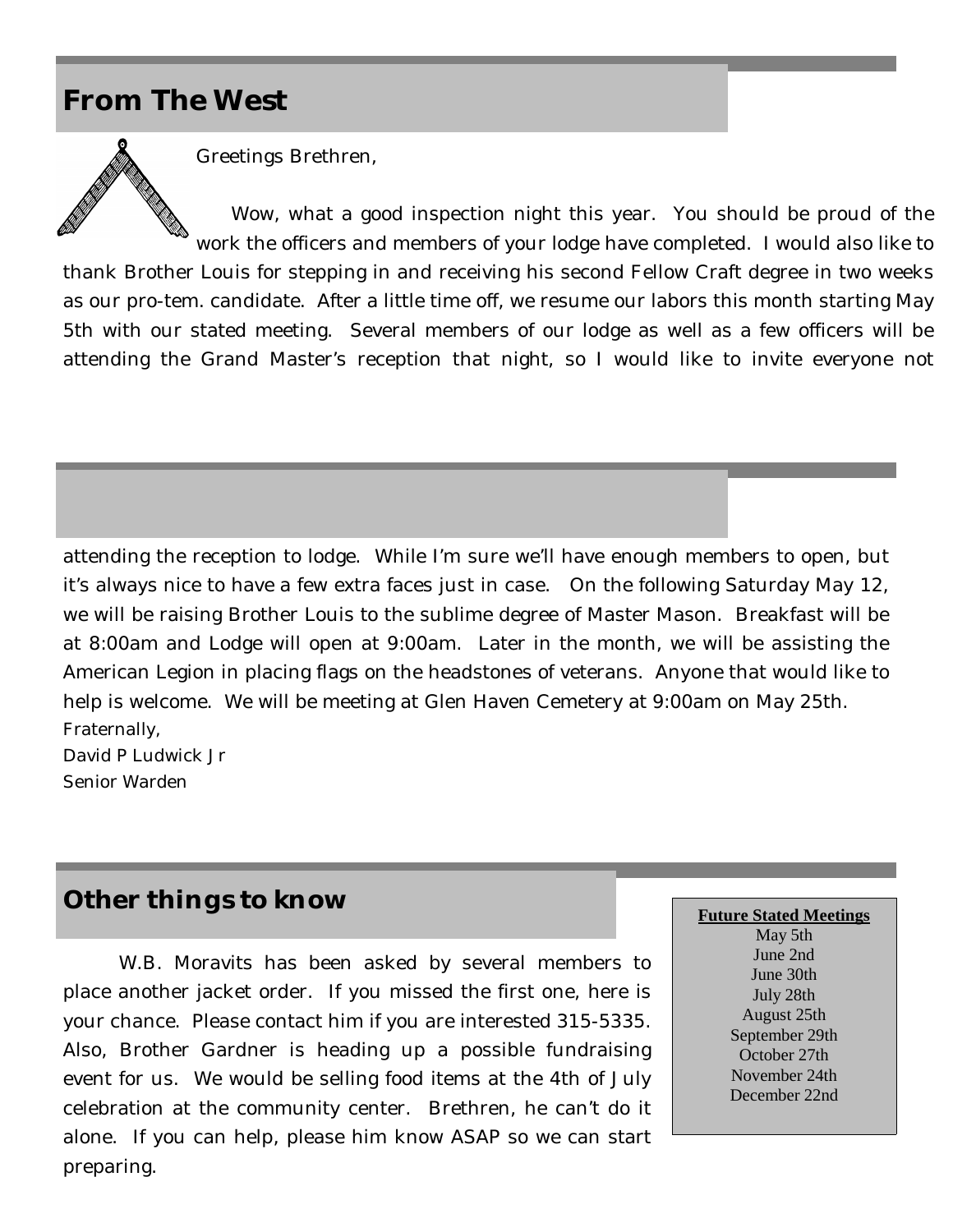## From The West

Greetings Brethren,

Wow, what a good inspection night this year. You should be proud of the work the officers and members of your lodge have completed. I would also like to thank Brother Louis for stepping in and receiving his second Fellow Craft degree in two weeks as our pro-tem. candidate. After a little time off, we resume our labors this month starting May 5th with our stated meeting. Several members of our lodge as well as a few officers will be attending the Grand Master's reception that night, so I would like to invite everyone not attending the reception to lodge. While I'm sure we'll have enough members to open, but it's always nice to have a few extra faces just in case. On the following Saturday May 12, we will be raising Brother Louis to the sublime degree of Master Mason. Breakfast will be at 8:00am and Lodge will open at 9:00am. Later in the month, we will be assisting the American Legion in placing flags on the headstones of veterans. Anyone that would like to help is welcome. We will be meeting at Glen Haven Cemetery at 9:00am on May 25th.

Fraternally,
David P Ludwick Jr
Senior Warden

## Other things to know

W.B. Moravits has been asked by several members to place another jacket order. If you missed the first one, here is your chance. Please contact him if you are interested 315-5335. Also, Brother Gardner is heading up a possible fundraising event for us. We would be selling food items at the 4th of July celebration at the community center. Brethren, he can't do it alone. If you can help, please him know ASAP so we can start preparing.

**Future Stated Meetings**

May 5th
June 2nd
June 30th
July 28th
August 25th
September 29th
October 27th
November 24th
December 22nd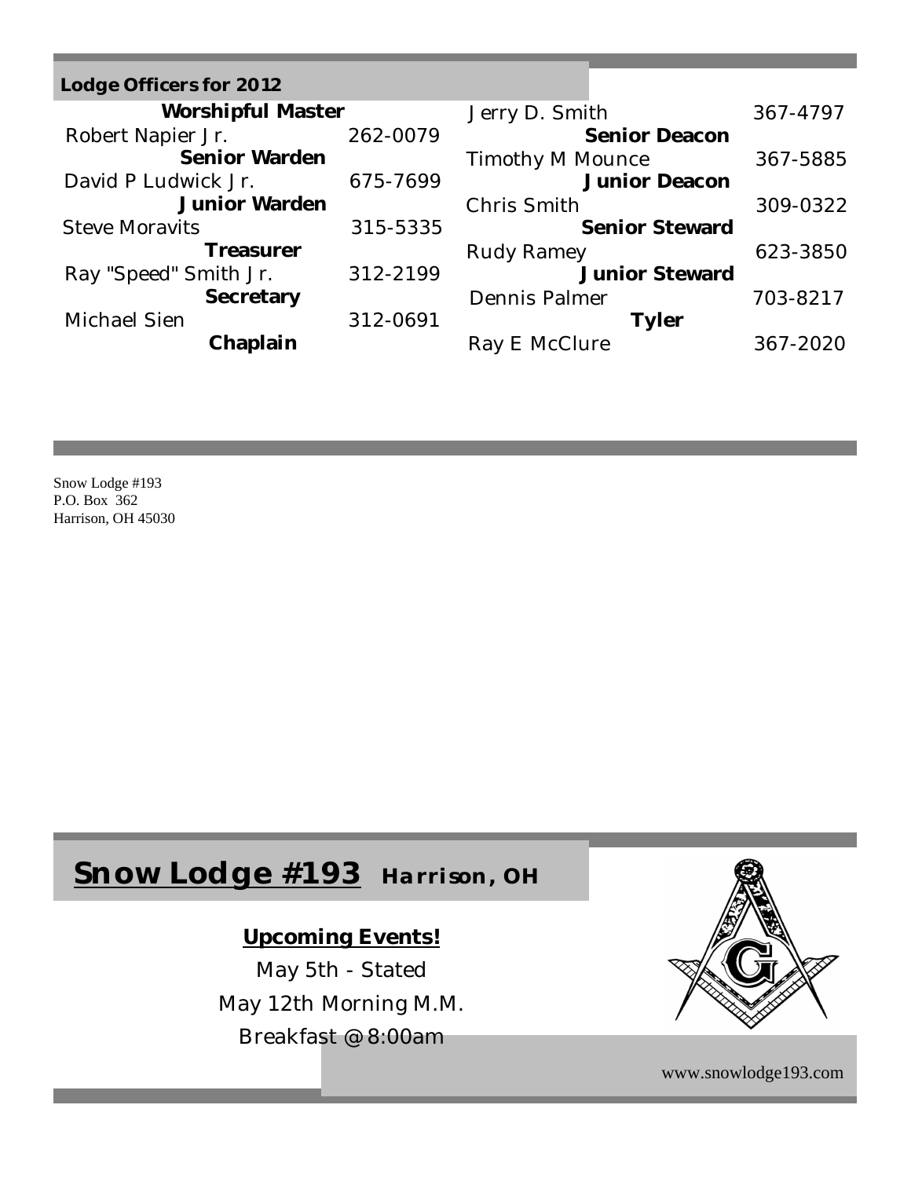## Lodge Officers for 2012

| | |
|---|---|
| **Worshipful Master** | |
| Robert Napier Jr. | 262-0079 |
| **Senior Warden** | |
| David P Ludwick Jr. | 675-7699 |
| **Junior Warden** | |
| Steve Moravits | 315-5335 |
| **Treasurer** | |
| Ray "Speed" Smith Jr. | 312-2199 |
| **Secretary** | |
| Michael Sien | 312-0691 |
| **Chaplain** | |
| Jerry D. Smith | 367-4797 |
| **Senior Deacon** | |
| Timothy M Mounce | 367-5885 |
| **Junior Deacon** | |
| Chris Smith | 309-0322 |
| **Senior Steward** | |
| Rudy Ramey | 623-3850 |
| **Junior Steward** | |
| Dennis Palmer | 703-8217 |
| **Tyler** | |
| Ray E McClure | 367-2020 |

Snow Lodge #193
P.O. Box 362
Harrison, OH 45030

# Snow Lodge #193 Harrison, OH

**Upcoming Events!**

May 5th - Stated

May 12th Morning M.M.

Breakfast @ 8:00am

www.snowlodge193.com